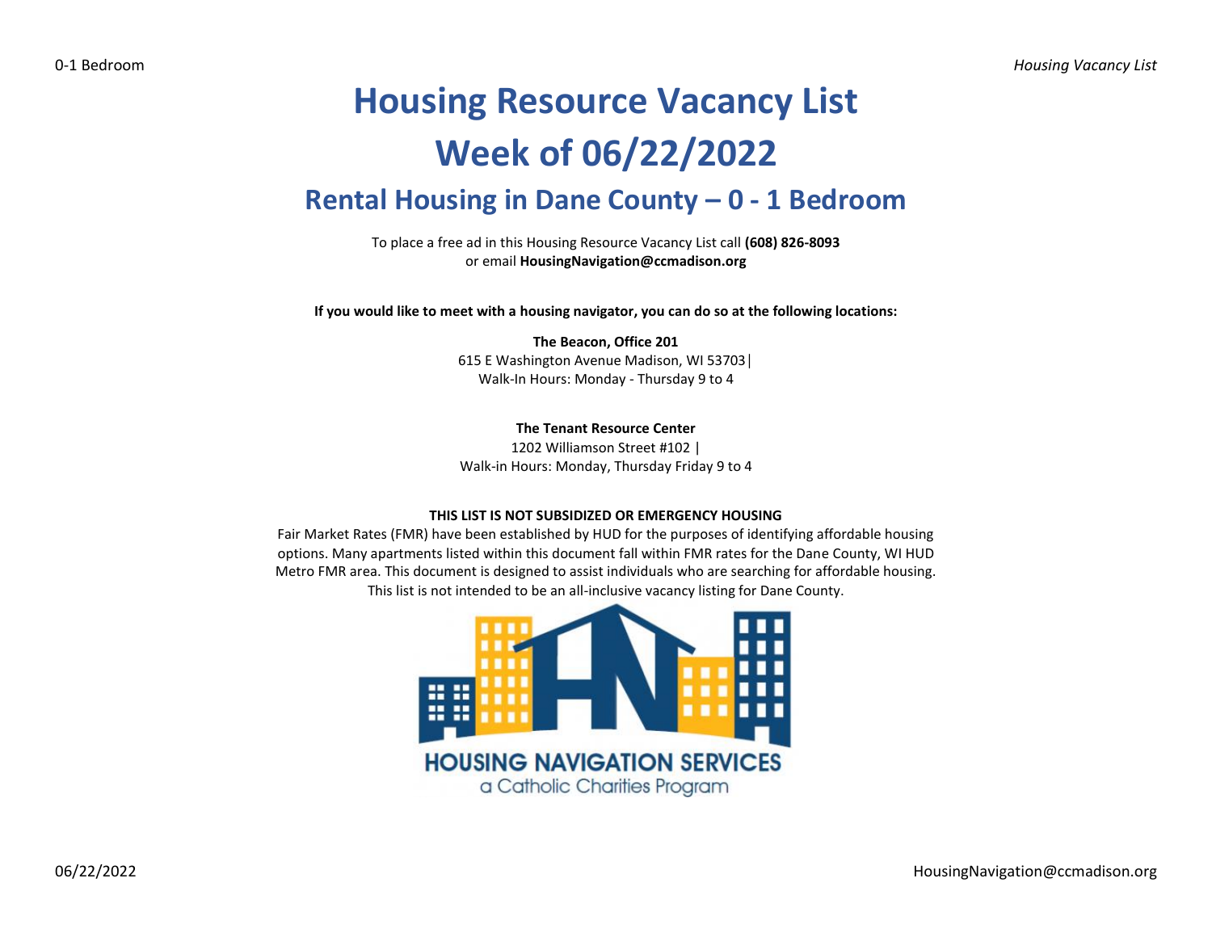# Housing Resource Vacancy List

# Week of 06/22/2022

## Rental Housing in Dane County – 0 - 1 Bedroom

To place a free ad in this Housing Resource Vacancy List call **(608) 826-8093** or email **HousingNavigation@ccmadison.org**

**If you would like to meet with a housing navigator, you can do so at the following locations:**

**The Beacon, Office 201**
615 E Washington Avenue Madison, WI 53703|
Walk-In Hours: Monday - Thursday 9 to 4

**The Tenant Resource Center**
1202 Williamson Street #102 |
Walk-in Hours: Monday, Thursday Friday 9 to 4

**THIS LIST IS NOT SUBSIDIZED OR EMERGENCY HOUSING**

Fair Market Rates (FMR) have been established by HUD for the purposes of identifying affordable housing options. Many apartments listed within this document fall within FMR rates for the Dane County, WI HUD Metro FMR area. This document is designed to assist individuals who are searching for affordable housing. This list is not intended to be an all-inclusive vacancy listing for Dane County.

HOUSING NAVIGATION SERVICES
a Catholic Charities Program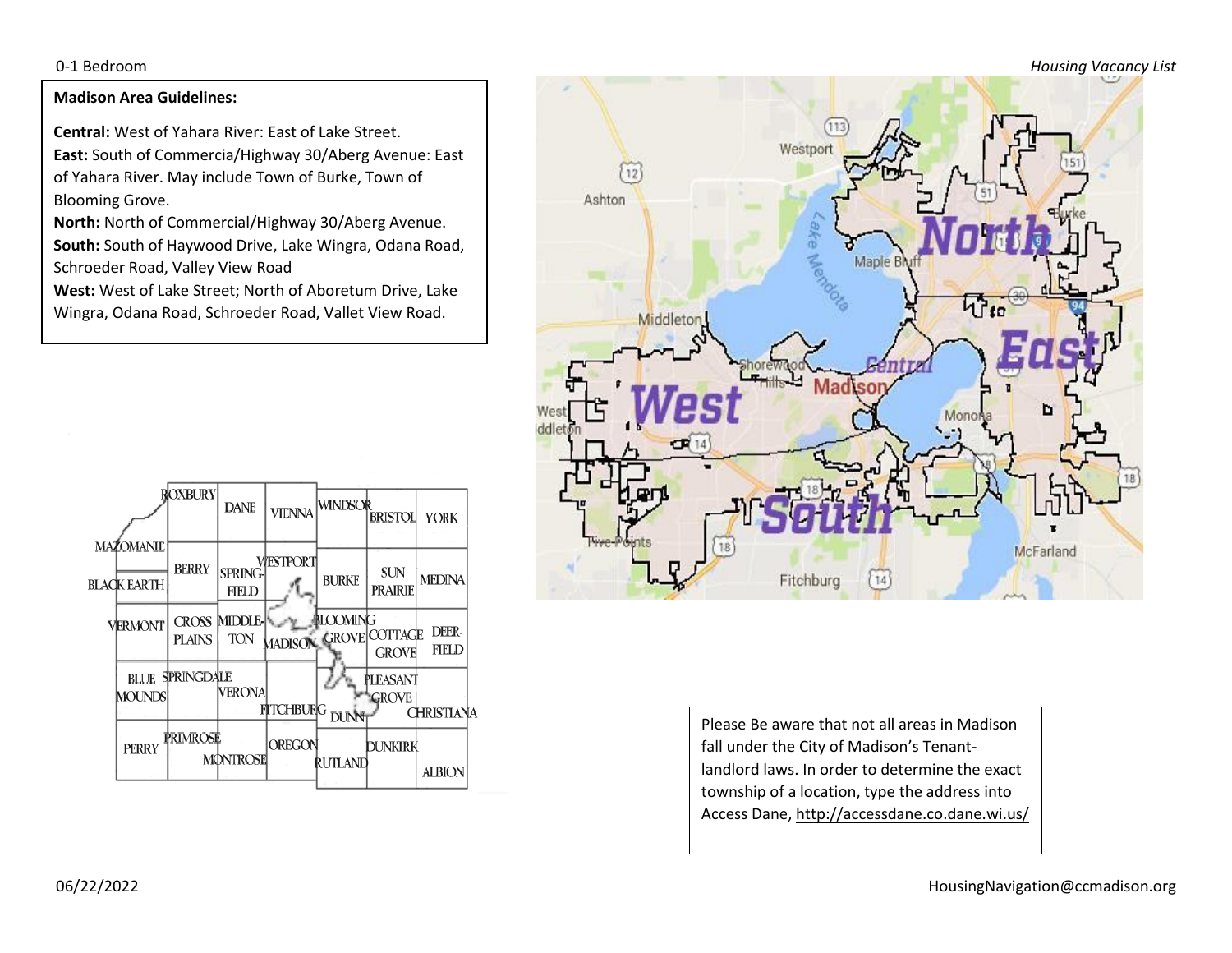**Madison Area Guidelines:**

**Central:** West of Yahara River: East of Lake Street.
**East:** South of Commercia/Highway 30/Aberg Avenue: East of Yahara River. May include Town of Burke, Town of Blooming Grove.
**North:** North of Commercial/Highway 30/Aberg Avenue.
**South:** South of Haywood Drive, Lake Wingra, Odana Road, Schroeder Road, Valley View Road
**West:** West of Lake Street; North of Aboretum Drive, Lake Wingra, Odana Road, Schroeder Road, Vallet View Road.

Please Be aware that not all areas in Madison fall under the City of Madison's Tenant-landlord laws. In order to determine the exact township of a location, type the address into Access Dane, http://accessdane.co.dane.wi.us/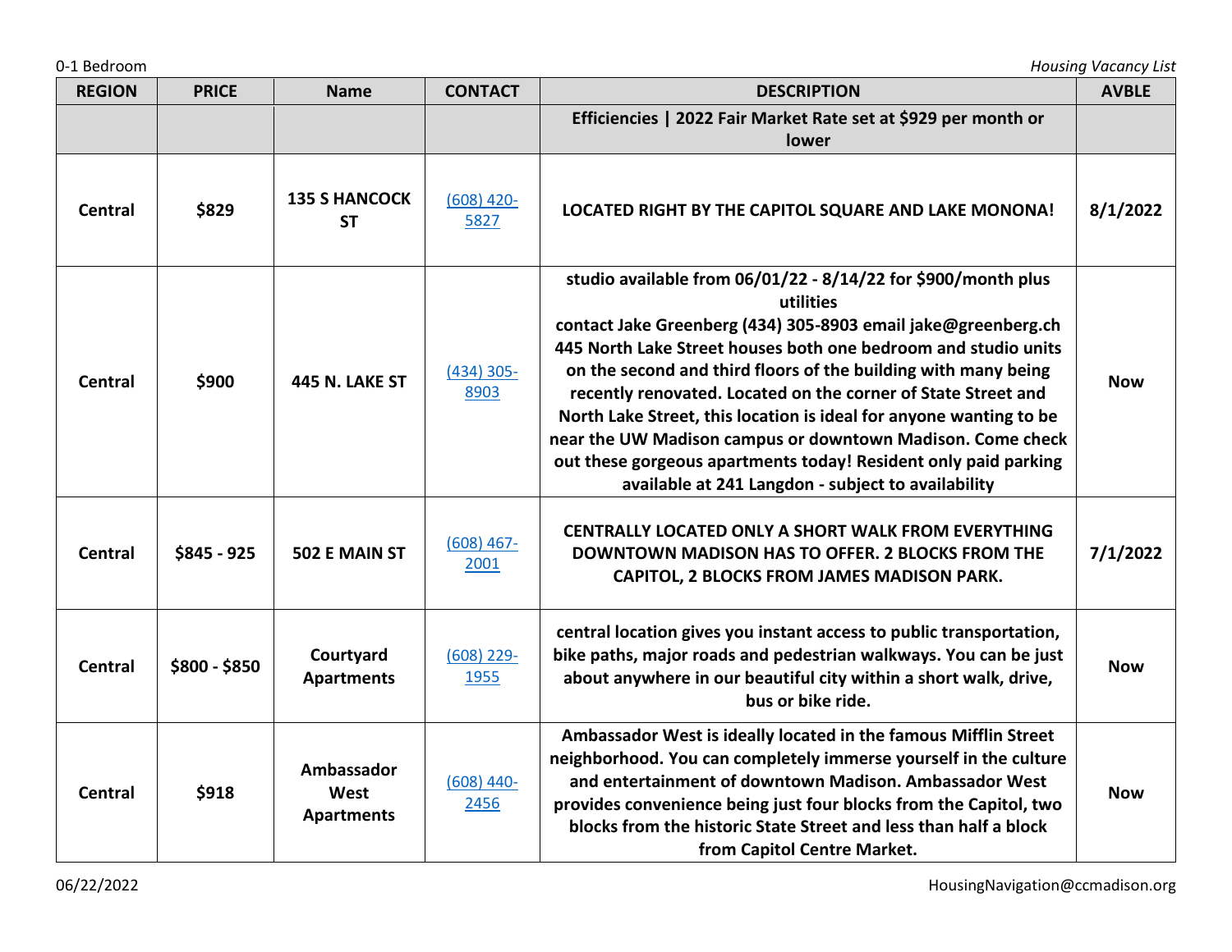| REGION | PRICE | Name | CONTACT | DESCRIPTION | AVBLE |
|---|---|---|---|---|---|
| | | | | **Efficiencies \| 2022 Fair Market Rate set at $929 per month or lower** | |
| **Central** | **$829** | **135 S HANCOCK ST** | (608) 420-5827 | **LOCATED RIGHT BY THE CAPITOL SQUARE AND LAKE MONONA!** | **8/1/2022** |
| **Central** | **$900** | **445 N. LAKE ST** | (434) 305-8903 | **studio available from 06/01/22 - 8/14/22 for $900/month plus utilities contact Jake Greenberg (434) 305-8903 email jake@greenberg.ch 445 North Lake Street houses both one bedroom and studio units on the second and third floors of the building with many being recently renovated. Located on the corner of State Street and North Lake Street, this location is ideal for anyone wanting to be near the UW Madison campus or downtown Madison. Come check out these gorgeous apartments today! Resident only paid parking available at 241 Langdon - subject to availability** | **Now** |
| **Central** | **$845 - 925** | **502 E MAIN ST** | (608) 467-2001 | **CENTRALLY LOCATED ONLY A SHORT WALK FROM EVERYTHING DOWNTOWN MADISON HAS TO OFFER. 2 BLOCKS FROM THE CAPITOL, 2 BLOCKS FROM JAMES MADISON PARK.** | **7/1/2022** |
| **Central** | **$800 - $850** | **Courtyard Apartments** | (608) 229-1955 | **central location gives you instant access to public transportation, bike paths, major roads and pedestrian walkways. You can be just about anywhere in our beautiful city within a short walk, drive, bus or bike ride.** | **Now** |
| **Central** | **$918** | **Ambassador West Apartments** | (608) 440-2456 | **Ambassador West is ideally located in the famous Mifflin Street neighborhood. You can completely immerse yourself in the culture and entertainment of downtown Madison. Ambassador West provides convenience being just four blocks from the Capitol, two blocks from the historic State Street and less than half a block from Capitol Centre Market.** | **Now** |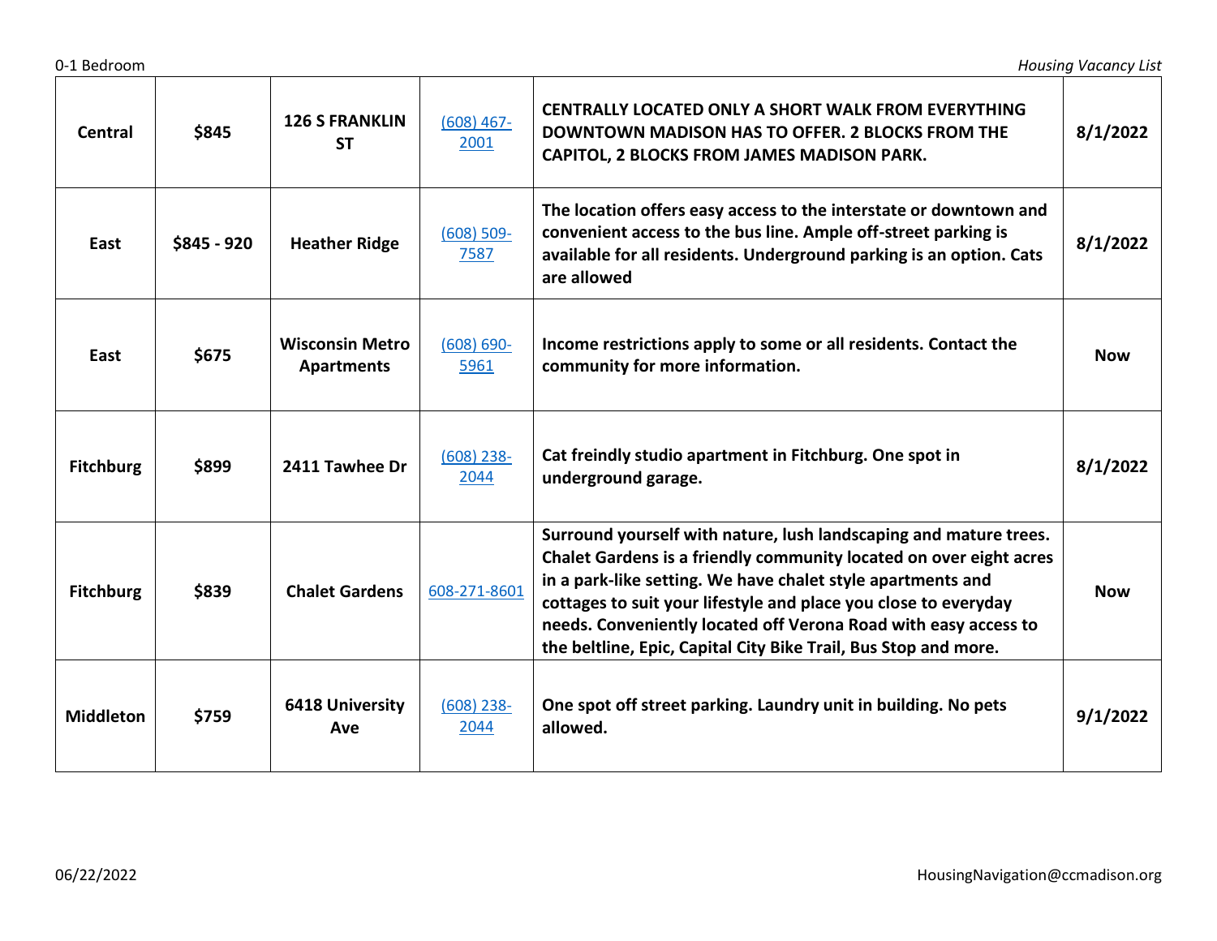| Central | $845 | 126 S FRANKLIN ST | [(608) 467-2001](#) | CENTRALLY LOCATED ONLY A SHORT WALK FROM EVERYTHING DOWNTOWN MADISON HAS TO OFFER. 2 BLOCKS FROM THE CAPITOL, 2 BLOCKS FROM JAMES MADISON PARK. | 8/1/2022 |
|---|---|---|---|---|---|
| East | $845 - 920 | Heather Ridge | [(608) 509-7587](#) | The location offers easy access to the interstate or downtown and convenient access to the bus line. Ample off-street parking is available for all residents. Underground parking is an option. Cats are allowed | 8/1/2022 |
| East | $675 | Wisconsin Metro Apartments | [(608) 690-5961](#) | Income restrictions apply to some or all residents. Contact the community for more information. | Now |
| Fitchburg | $899 | 2411 Tawhee Dr | [(608) 238-2044](#) | Cat freindly studio apartment in Fitchburg. One spot in underground garage. | 8/1/2022 |
| Fitchburg | $839 | Chalet Gardens | [608-271-8601](#) | Surround yourself with nature, lush landscaping and mature trees. Chalet Gardens is a friendly community located on over eight acres in a park-like setting. We have chalet style apartments and cottages to suit your lifestyle and place you close to everyday needs. Conveniently located off Verona Road with easy access to the beltline, Epic, Capital City Bike Trail, Bus Stop and more. | Now |
| Middleton | $759 | 6418 University Ave | [(608) 238-2044](#) | One spot off street parking. Laundry unit in building. No pets allowed. | 9/1/2022 |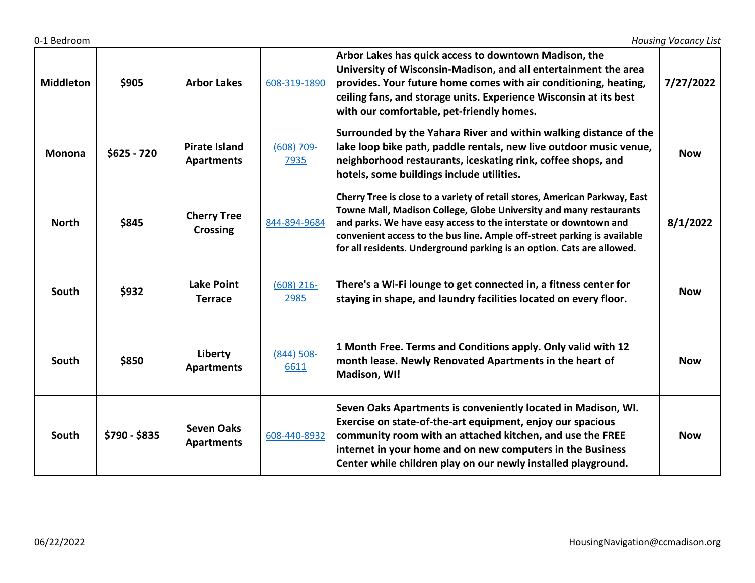| Middleton | $905 | Arbor Lakes | 608-319-1890 | Arbor Lakes has quick access to downtown Madison, the University of Wisconsin-Madison, and all entertainment the area provides. Your future home comes with air conditioning, heating, ceiling fans, and storage units. Experience Wisconsin at its best with our comfortable, pet-friendly homes. | 7/27/2022 |
|---|---|---|---|---|---|
| Monona | $625 - 720 | Pirate Island Apartments | (608) 709-7935 | Surrounded by the Yahara River and within walking distance of the lake loop bike path, paddle rentals, new live outdoor music venue, neighborhood restaurants, iceskating rink, coffee shops, and hotels, some buildings include utilities. | Now |
| North | $845 | Cherry Tree Crossing | 844-894-9684 | Cherry Tree is close to a variety of retail stores, American Parkway, East Towne Mall, Madison College, Globe University and many restaurants and parks. We have easy access to the interstate or downtown and convenient access to the bus line. Ample off-street parking is available for all residents. Underground parking is an option. Cats are allowed. | 8/1/2022 |
| South | $932 | Lake Point Terrace | (608) 216-2985 | There's a Wi-Fi lounge to get connected in, a fitness center for staying in shape, and laundry facilities located on every floor. | Now |
| South | $850 | Liberty Apartments | (844) 508-6611 | 1 Month Free. Terms and Conditions apply. Only valid with 12 month lease. Newly Renovated Apartments in the heart of Madison, WI! | Now |
| South | $790 - $835 | Seven Oaks Apartments | 608-440-8932 | Seven Oaks Apartments is conveniently located in Madison, WI. Exercise on state-of-the-art equipment, enjoy our spacious community room with an attached kitchen, and use the FREE internet in your home and on new computers in the Business Center while children play on our newly installed playground. | Now |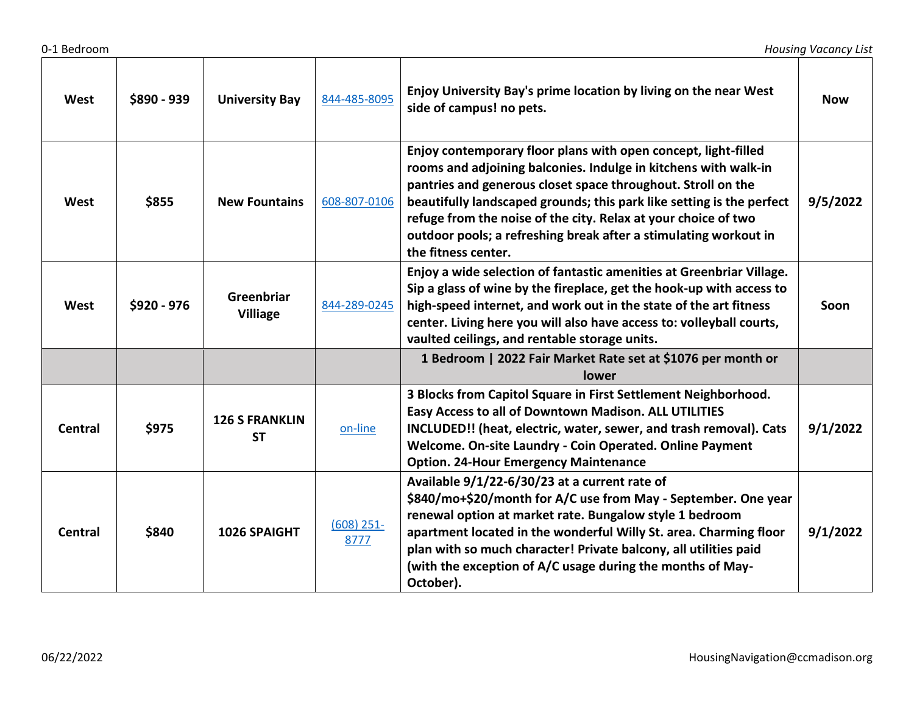| West | $890 - 939 | University Bay | 844-485-8095 | Enjoy University Bay's prime location by living on the near West side of campus! no pets. | Now |
|---|---|---|---|---|---|
| West | $855 | New Fountains | 608-807-0106 | Enjoy contemporary floor plans with open concept, light-filled rooms and adjoining balconies. Indulge in kitchens with walk-in pantries and generous closet space throughout. Stroll on the beautifully landscaped grounds; this park like setting is the perfect refuge from the noise of the city. Relax at your choice of two outdoor pools; a refreshing break after a stimulating workout in the fitness center. | 9/5/2022 |
| West | $920 - 976 | Greenbriar Villiage | 844-289-0245 | Enjoy a wide selection of fantastic amenities at Greenbriar Village. Sip a glass of wine by the fireplace, get the hook-up with access to high-speed internet, and work out in the state of the art fitness center. Living here you will also have access to: volleyball courts, vaulted ceilings, and rentable storage units. | Soon |
| | | | | 1 Bedroom \| 2022 Fair Market Rate set at $1076 per month or lower | |
| Central | $975 | 126 S FRANKLIN ST | on-line | 3 Blocks from Capitol Square in First Settlement Neighborhood. Easy Access to all of Downtown Madison. ALL UTILITIES INCLUDED!! (heat, electric, water, sewer, and trash removal). Cats Welcome. On-site Laundry - Coin Operated. Online Payment Option. 24-Hour Emergency Maintenance | 9/1/2022 |
| Central | $840 | 1026 SPAIGHT | (608) 251-8777 | Available 9/1/22-6/30/23 at a current rate of $840/mo+$20/month for A/C use from May - September. One year renewal option at market rate. Bungalow style 1 bedroom apartment located in the wonderful Willy St. area. Charming floor plan with so much character! Private balcony, all utilities paid (with the exception of A/C usage during the months of May-October). | 9/1/2022 |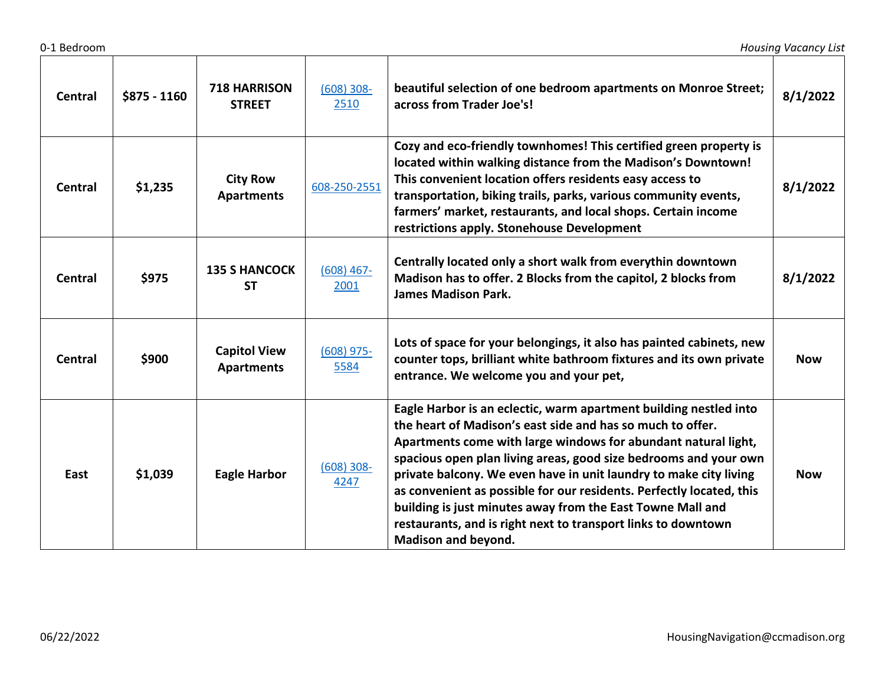| | | | | | |
|---|---|---|---|---|---|
| **Central** | **$875 - 1160** | **718 HARRISON STREET** | [(608) 308-2510]() | **beautiful selection of one bedroom apartments on Monroe Street; across from Trader Joe's!** | **8/1/2022** |
| **Central** | **$1,235** | **City Row Apartments** | [608-250-2551]() | **Cozy and eco-friendly townhomes! This certified green property is located within walking distance from the Madison's Downtown! This convenient location offers residents easy access to transportation, biking trails, parks, various community events, farmers' market, restaurants, and local shops. Certain income restrictions apply. Stonehouse Development** | **8/1/2022** |
| **Central** | **$975** | **135 S HANCOCK ST** | [(608) 467-2001]() | **Centrally located only a short walk from everythin downtown Madison has to offer. 2 Blocks from the capitol, 2 blocks from James Madison Park.** | **8/1/2022** |
| **Central** | **$900** | **Capitol View Apartments** | [(608) 975-5584]() | **Lots of space for your belongings, it also has painted cabinets, new counter tops, brilliant white bathroom fixtures and its own private entrance. We welcome you and your pet,** | **Now** |
| **East** | **$1,039** | **Eagle Harbor** | [(608) 308-4247]() | **Eagle Harbor is an eclectic, warm apartment building nestled into the heart of Madison's east side and has so much to offer. Apartments come with large windows for abundant natural light, spacious open plan living areas, good size bedrooms and your own private balcony. We even have in unit laundry to make city living as convenient as possible for our residents. Perfectly located, this building is just minutes away from the East Towne Mall and restaurants, and is right next to transport links to downtown Madison and beyond.** | **Now** |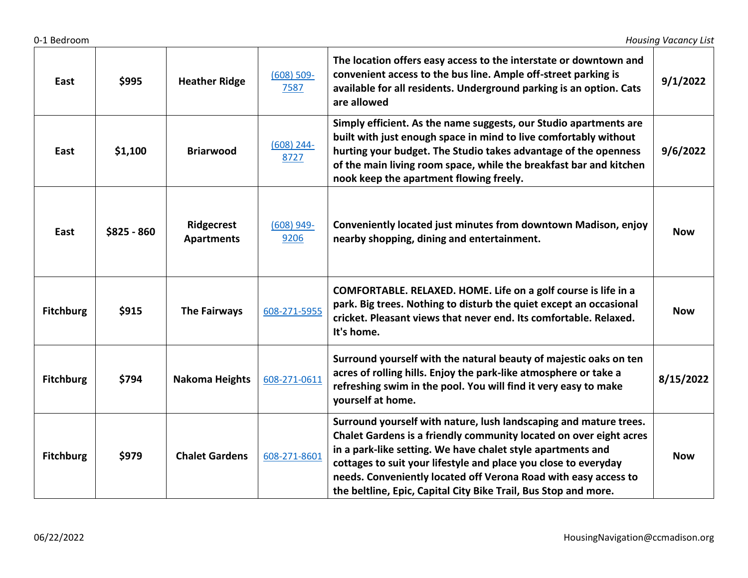| East | $995 | Heather Ridge | (608) 509-7587 | The location offers easy access to the interstate or downtown and convenient access to the bus line. Ample off-street parking is available for all residents. Underground parking is an option. Cats are allowed | 9/1/2022 |
|---|---|---|---|---|---|
| East | $1,100 | Briarwood | (608) 244-8727 | Simply efficient. As the name suggests, our Studio apartments are built with just enough space in mind to live comfortably without hurting your budget. The Studio takes advantage of the openness of the main living room space, while the breakfast bar and kitchen nook keep the apartment flowing freely. | 9/6/2022 |
| East | $825 - 860 | Ridgecrest Apartments | (608) 949-9206 | Conveniently located just minutes from downtown Madison, enjoy nearby shopping, dining and entertainment. | Now |
| Fitchburg | $915 | The Fairways | 608-271-5955 | COMFORTABLE. RELAXED. HOME. Life on a golf course is life in a park. Big trees. Nothing to disturb the quiet except an occasional cricket. Pleasant views that never end. Its comfortable. Relaxed. It's home. | Now |
| Fitchburg | $794 | Nakoma Heights | 608-271-0611 | Surround yourself with the natural beauty of majestic oaks on ten acres of rolling hills. Enjoy the park-like atmosphere or take a refreshing swim in the pool. You will find it very easy to make yourself at home. | 8/15/2022 |
| Fitchburg | $979 | Chalet Gardens | 608-271-8601 | Surround yourself with nature, lush landscaping and mature trees. Chalet Gardens is a friendly community located on over eight acres in a park-like setting. We have chalet style apartments and cottages to suit your lifestyle and place you close to everyday needs. Conveniently located off Verona Road with easy access to the beltline, Epic, Capital City Bike Trail, Bus Stop and more. | Now |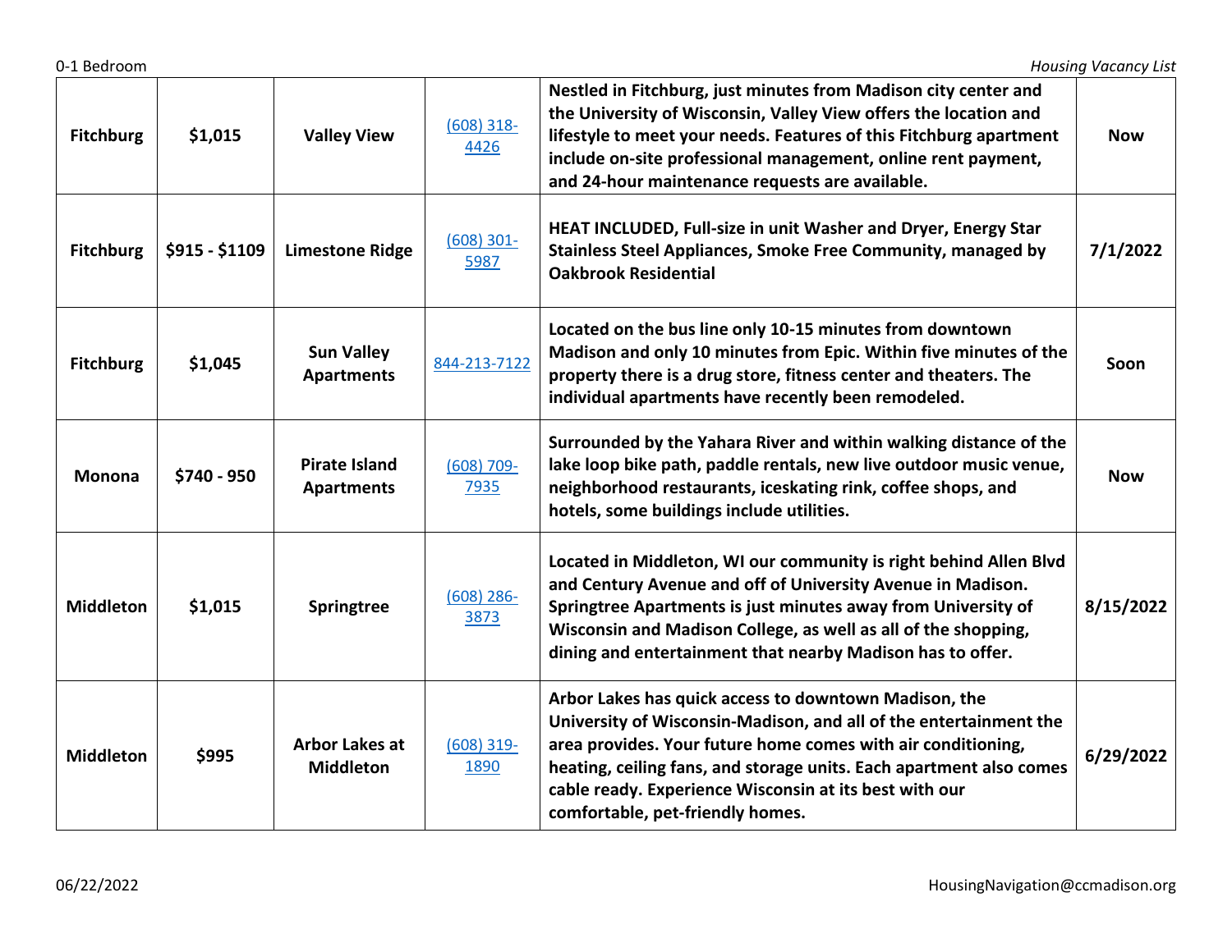| Fitchburg | $1,015 | Valley View | (608) 318-4426 | Nestled in Fitchburg, just minutes from Madison city center and the University of Wisconsin, Valley View offers the location and lifestyle to meet your needs. Features of this Fitchburg apartment include on-site professional management, online rent payment, and 24-hour maintenance requests are available. | Now |
|---|---|---|---|---|---|
| Fitchburg | $915 - $1109 | Limestone Ridge | (608) 301-5987 | HEAT INCLUDED, Full-size in unit Washer and Dryer, Energy Star Stainless Steel Appliances, Smoke Free Community, managed by Oakbrook Residential | 7/1/2022 |
| Fitchburg | $1,045 | Sun Valley Apartments | 844-213-7122 | Located on the bus line only 10-15 minutes from downtown Madison and only 10 minutes from Epic. Within five minutes of the property there is a drug store, fitness center and theaters. The individual apartments have recently been remodeled. | Soon |
| Monona | $740 - 950 | Pirate Island Apartments | (608) 709-7935 | Surrounded by the Yahara River and within walking distance of the lake loop bike path, paddle rentals, new live outdoor music venue, neighborhood restaurants, iceskating rink, coffee shops, and hotels, some buildings include utilities. | Now |
| Middleton | $1,015 | Springtree | (608) 286-3873 | Located in Middleton, WI our community is right behind Allen Blvd and Century Avenue and off of University Avenue in Madison. Springtree Apartments is just minutes away from University of Wisconsin and Madison College, as well as all of the shopping, dining and entertainment that nearby Madison has to offer. | 8/15/2022 |
| Middleton | $995 | Arbor Lakes at Middleton | (608) 319-1890 | Arbor Lakes has quick access to downtown Madison, the University of Wisconsin-Madison, and all of the entertainment the area provides. Your future home comes with air conditioning, heating, ceiling fans, and storage units. Each apartment also comes cable ready. Experience Wisconsin at its best with our comfortable, pet-friendly homes. | 6/29/2022 |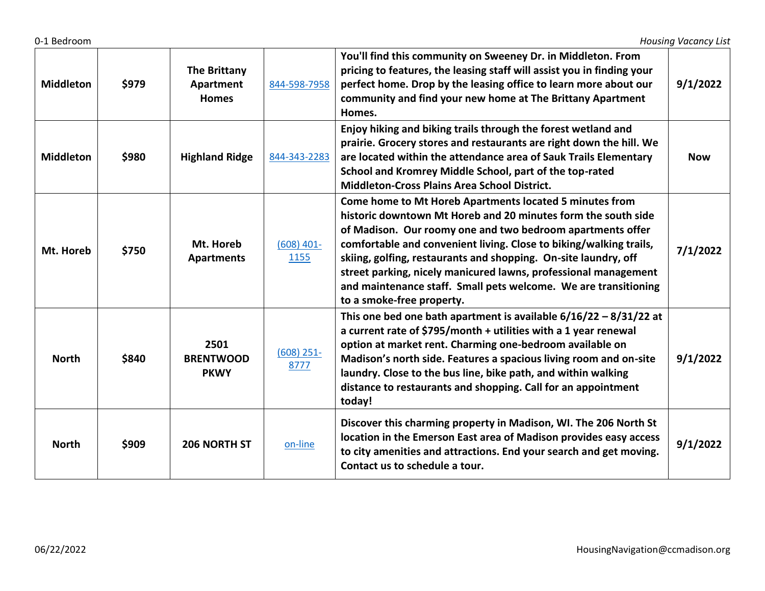| Middleton | $979 | The Brittany Apartment Homes | 844-598-7958 | You'll find this community on Sweeney Dr. in Middleton. From pricing to features, the leasing staff will assist you in finding your perfect home. Drop by the leasing office to learn more about our community and find your new home at The Brittany Apartment Homes. | 9/1/2022 |
|---|---|---|---|---|---|
| Middleton | $980 | Highland Ridge | 844-343-2283 | Enjoy hiking and biking trails through the forest wetland and prairie. Grocery stores and restaurants are right down the hill. We are located within the attendance area of Sauk Trails Elementary School and Kromrey Middle School, part of the top-rated Middleton-Cross Plains Area School District. | Now |
| Mt. Horeb | $750 | Mt. Horeb Apartments | (608) 401-1155 | Come home to Mt Horeb Apartments located 5 minutes from historic downtown Mt Horeb and 20 minutes form the south side of Madison. Our roomy one and two bedroom apartments offer comfortable and convenient living. Close to biking/walking trails, skiing, golfing, restaurants and shopping. On-site laundry, off street parking, nicely manicured lawns, professional management and maintenance staff. Small pets welcome. We are transitioning to a smoke-free property. | 7/1/2022 |
| North | $840 | 2501 BRENTWOOD PKWY | (608) 251-8777 | This one bed one bath apartment is available 6/16/22 – 8/31/22 at a current rate of $795/month + utilities with a 1 year renewal option at market rent. Charming one-bedroom available on Madison's north side. Features a spacious living room and on-site laundry. Close to the bus line, bike path, and within walking distance to restaurants and shopping. Call for an appointment today! | 9/1/2022 |
| North | $909 | 206 NORTH ST | on-line | Discover this charming property in Madison, WI. The 206 North St location in the Emerson East area of Madison provides easy access to city amenities and attractions. End your search and get moving. Contact us to schedule a tour. | 9/1/2022 |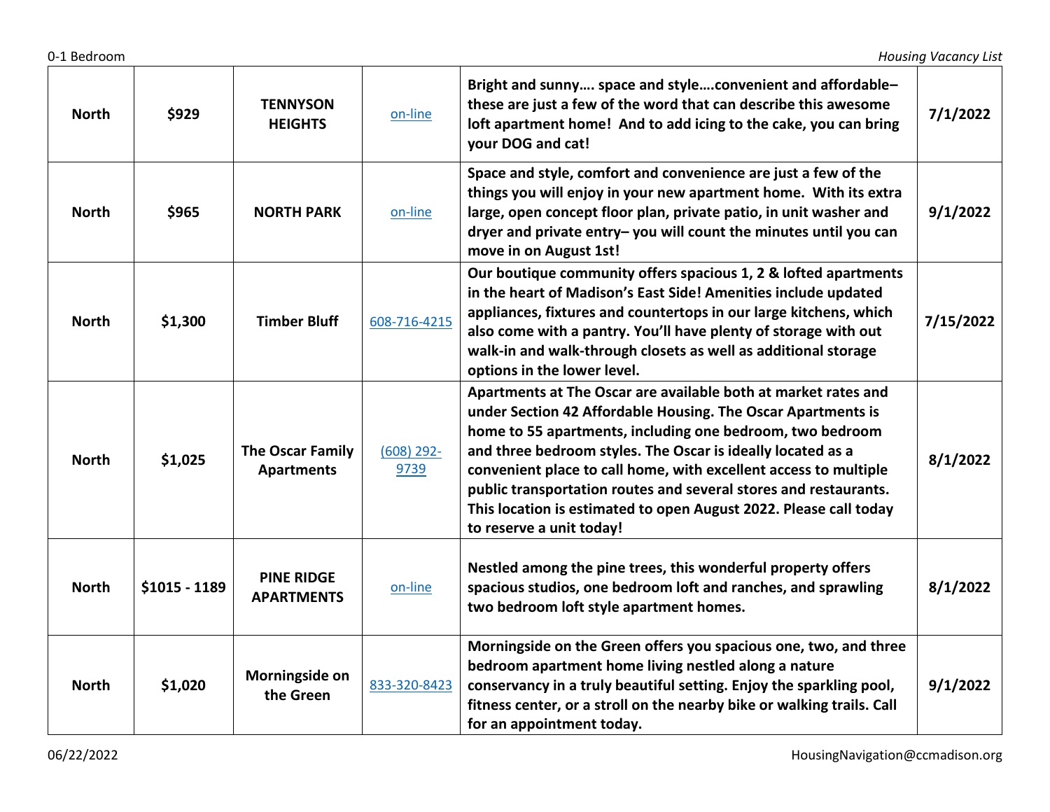| North | $929 | TENNYSON HEIGHTS | on-line | Bright and sunny…. space and style….convenient and affordable– these are just a few of the word that can describe this awesome loft apartment home! And to add icing to the cake, you can bring your DOG and cat! | 7/1/2022 |
|---|---|---|---|---|---|
| North | $965 | NORTH PARK | on-line | Space and style, comfort and convenience are just a few of the things you will enjoy in your new apartment home. With its extra large, open concept floor plan, private patio, in unit washer and dryer and private entry– you will count the minutes until you can move in on August 1st! | 9/1/2022 |
| North | $1,300 | Timber Bluff | 608-716-4215 | Our boutique community offers spacious 1, 2 & lofted apartments in the heart of Madison's East Side! Amenities include updated appliances, fixtures and countertops in our large kitchens, which also come with a pantry. You'll have plenty of storage with out walk-in and walk-through closets as well as additional storage options in the lower level. | 7/15/2022 |
| North | $1,025 | The Oscar Family Apartments | (608) 292-9739 | Apartments at The Oscar are available both at market rates and under Section 42 Affordable Housing. The Oscar Apartments is home to 55 apartments, including one bedroom, two bedroom and three bedroom styles. The Oscar is ideally located as a convenient place to call home, with excellent access to multiple public transportation routes and several stores and restaurants. This location is estimated to open August 2022. Please call today to reserve a unit today! | 8/1/2022 |
| North | $1015 - 1189 | PINE RIDGE APARTMENTS | on-line | Nestled among the pine trees, this wonderful property offers spacious studios, one bedroom loft and ranches, and sprawling two bedroom loft style apartment homes. | 8/1/2022 |
| North | $1,020 | Morningside on the Green | 833-320-8423 | Morningside on the Green offers you spacious one, two, and three bedroom apartment home living nestled along a nature conservancy in a truly beautiful setting. Enjoy the sparkling pool, fitness center, or a stroll on the nearby bike or walking trails. Call for an appointment today. | 9/1/2022 |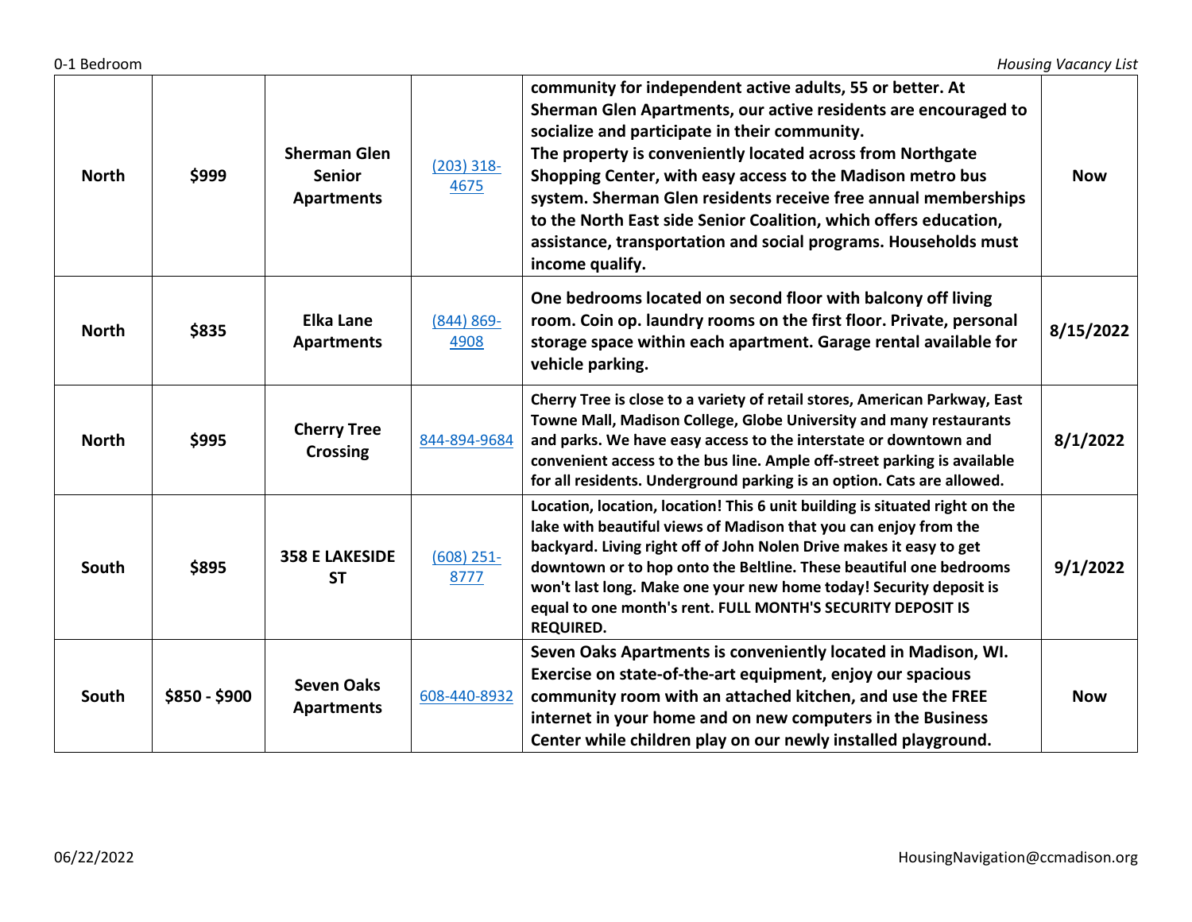| North | $999 | Sherman Glen Senior Apartments | (203) 318-4675 | community for independent active adults, 55 or better. At Sherman Glen Apartments, our active residents are encouraged to socialize and participate in their community. The property is conveniently located across from Northgate Shopping Center, with easy access to the Madison metro bus system. Sherman Glen residents receive free annual memberships to the North East side Senior Coalition, which offers education, assistance, transportation and social programs. Households must income qualify. | Now |
|---|---|---|---|---|---|
| North | $835 | Elka Lane Apartments | (844) 869-4908 | One bedrooms located on second floor with balcony off living room. Coin op. laundry rooms on the first floor. Private, personal storage space within each apartment. Garage rental available for vehicle parking. | 8/15/2022 |
| North | $995 | Cherry Tree Crossing | 844-894-9684 | Cherry Tree is close to a variety of retail stores, American Parkway, East Towne Mall, Madison College, Globe University and many restaurants and parks. We have easy access to the interstate or downtown and convenient access to the bus line. Ample off-street parking is available for all residents. Underground parking is an option. Cats are allowed. | 8/1/2022 |
| South | $895 | 358 E LAKESIDE ST | (608) 251-8777 | Location, location, location! This 6 unit building is situated right on the lake with beautiful views of Madison that you can enjoy from the backyard. Living right off of John Nolen Drive makes it easy to get downtown or to hop onto the Beltline. These beautiful one bedrooms won't last long. Make one your new home today! Security deposit is equal to one month's rent. FULL MONTH'S SECURITY DEPOSIT IS REQUIRED. | 9/1/2022 |
| South | $850 - $900 | Seven Oaks Apartments | 608-440-8932 | Seven Oaks Apartments is conveniently located in Madison, WI. Exercise on state-of-the-art equipment, enjoy our spacious community room with an attached kitchen, and use the FREE internet in your home and on new computers in the Business Center while children play on our newly installed playground. | Now |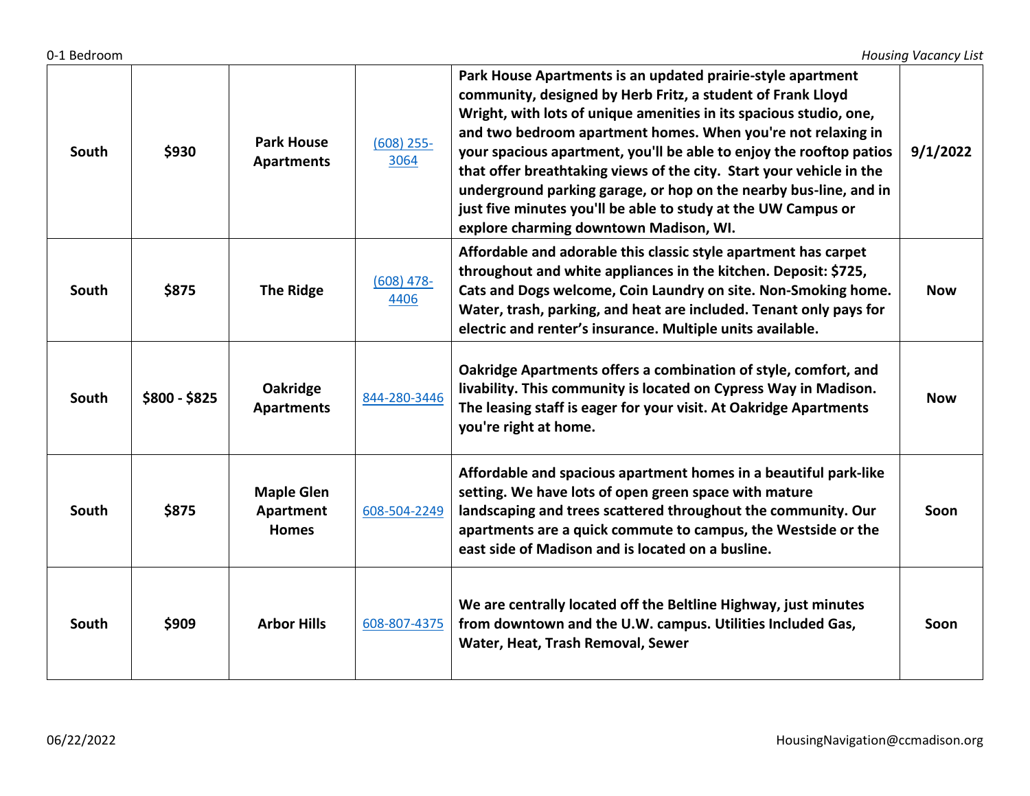| | | | | | |
|---|---|---|---|---|---|
| **South** | **$930** | **Park House Apartments** | [(608) 255-3064]() | **Park House Apartments is an updated prairie-style apartment community, designed by Herb Fritz, a student of Frank Lloyd Wright, with lots of unique amenities in its spacious studio, one, and two bedroom apartment homes. When you're not relaxing in your spacious apartment, you'll be able to enjoy the rooftop patios that offer breathtaking views of the city. Start your vehicle in the underground parking garage, or hop on the nearby bus-line, and in just five minutes you'll be able to study at the UW Campus or explore charming downtown Madison, WI.** | **9/1/2022** |
| **South** | **$875** | **The Ridge** | [(608) 478-4406]() | **Affordable and adorable this classic style apartment has carpet throughout and white appliances in the kitchen. Deposit: $725, Cats and Dogs welcome, Coin Laundry on site. Non-Smoking home. Water, trash, parking, and heat are included. Tenant only pays for electric and renter's insurance. Multiple units available.** | **Now** |
| **South** | **$800 - $825** | **Oakridge Apartments** | [844-280-3446]() | **Oakridge Apartments offers a combination of style, comfort, and livability. This community is located on Cypress Way in Madison. The leasing staff is eager for your visit. At Oakridge Apartments you're right at home.** | **Now** |
| **South** | **$875** | **Maple Glen Apartment Homes** | [608-504-2249]() | **Affordable and spacious apartment homes in a beautiful park-like setting. We have lots of open green space with mature landscaping and trees scattered throughout the community. Our apartments are a quick commute to campus, the Westside or the east side of Madison and is located on a busline.** | **Soon** |
| **South** | **$909** | **Arbor Hills** | [608-807-4375]() | **We are centrally located off the Beltline Highway, just minutes from downtown and the U.W. campus. Utilities Included Gas, Water, Heat, Trash Removal, Sewer** | **Soon** |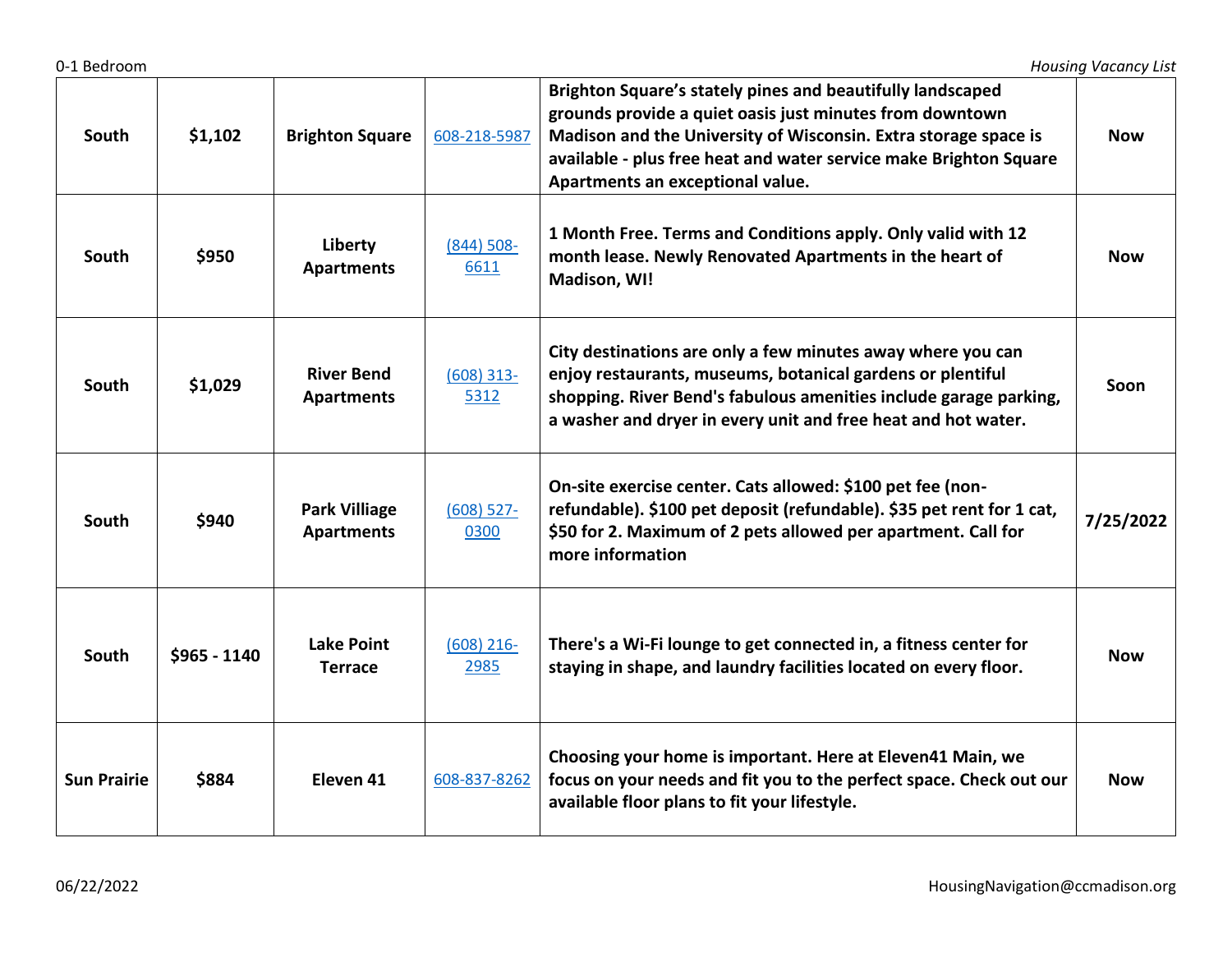| South | $1,102 | Brighton Square | 608-218-5987 | Brighton Square's stately pines and beautifully landscaped grounds provide a quiet oasis just minutes from downtown Madison and the University of Wisconsin. Extra storage space is available - plus free heat and water service make Brighton Square Apartments an exceptional value. | Now |
|---|---|---|---|---|---|
| South | $950 | Liberty Apartments | (844) 508-6611 | 1 Month Free. Terms and Conditions apply. Only valid with 12 month lease. Newly Renovated Apartments in the heart of Madison, WI! | Now |
| South | $1,029 | River Bend Apartments | (608) 313-5312 | City destinations are only a few minutes away where you can enjoy restaurants, museums, botanical gardens or plentiful shopping. River Bend's fabulous amenities include garage parking, a washer and dryer in every unit and free heat and hot water. | Soon |
| South | $940 | Park Villiage Apartments | (608) 527-0300 | On-site exercise center. Cats allowed: $100 pet fee (non-refundable). $100 pet deposit (refundable). $35 pet rent for 1 cat, $50 for 2. Maximum of 2 pets allowed per apartment. Call for more information | 7/25/2022 |
| South | $965 - 1140 | Lake Point Terrace | (608) 216-2985 | There's a Wi-Fi lounge to get connected in, a fitness center for staying in shape, and laundry facilities located on every floor. | Now |
| Sun Prairie | $884 | Eleven 41 | 608-837-8262 | Choosing your home is important. Here at Eleven41 Main, we focus on your needs and fit you to the perfect space. Check out our available floor plans to fit your lifestyle. | Now |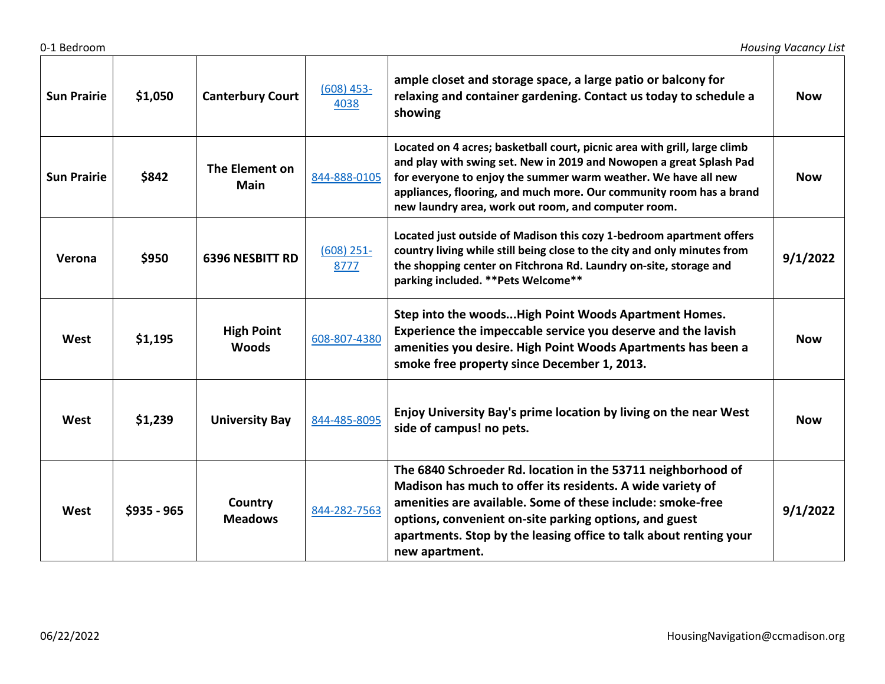| Sun Prairie | $1,050 | Canterbury Court | (608) 453-4038 | ample closet and storage space, a large patio or balcony for relaxing and container gardening. Contact us today to schedule a showing | Now |
|---|---|---|---|---|---|
| Sun Prairie | $842 | The Element on Main | 844-888-0105 | Located on 4 acres; basketball court, picnic area with grill, large climb and play with swing set. New in 2019 and Nowopen a great Splash Pad for everyone to enjoy the summer warm weather. We have all new appliances, flooring, and much more. Our community room has a brand new laundry area, work out room, and computer room. | Now |
| Verona | $950 | 6396 NESBITT RD | (608) 251-8777 | Located just outside of Madison this cozy 1-bedroom apartment offers country living while still being close to the city and only minutes from the shopping center on Fitchrona Rd. Laundry on-site, storage and parking included. **Pets Welcome** | 9/1/2022 |
| West | $1,195 | High Point Woods | 608-807-4380 | Step into the woods...High Point Woods Apartment Homes. Experience the impeccable service you deserve and the lavish amenities you desire. High Point Woods Apartments has been a smoke free property since December 1, 2013. | Now |
| West | $1,239 | University Bay | 844-485-8095 | Enjoy University Bay's prime location by living on the near West side of campus! no pets. | Now |
| West | $935 - 965 | Country Meadows | 844-282-7563 | The 6840 Schroeder Rd. location in the 53711 neighborhood of Madison has much to offer its residents. A wide variety of amenities are available. Some of these include: smoke-free options, convenient on-site parking options, and guest apartments. Stop by the leasing office to talk about renting your new apartment. | 9/1/2022 |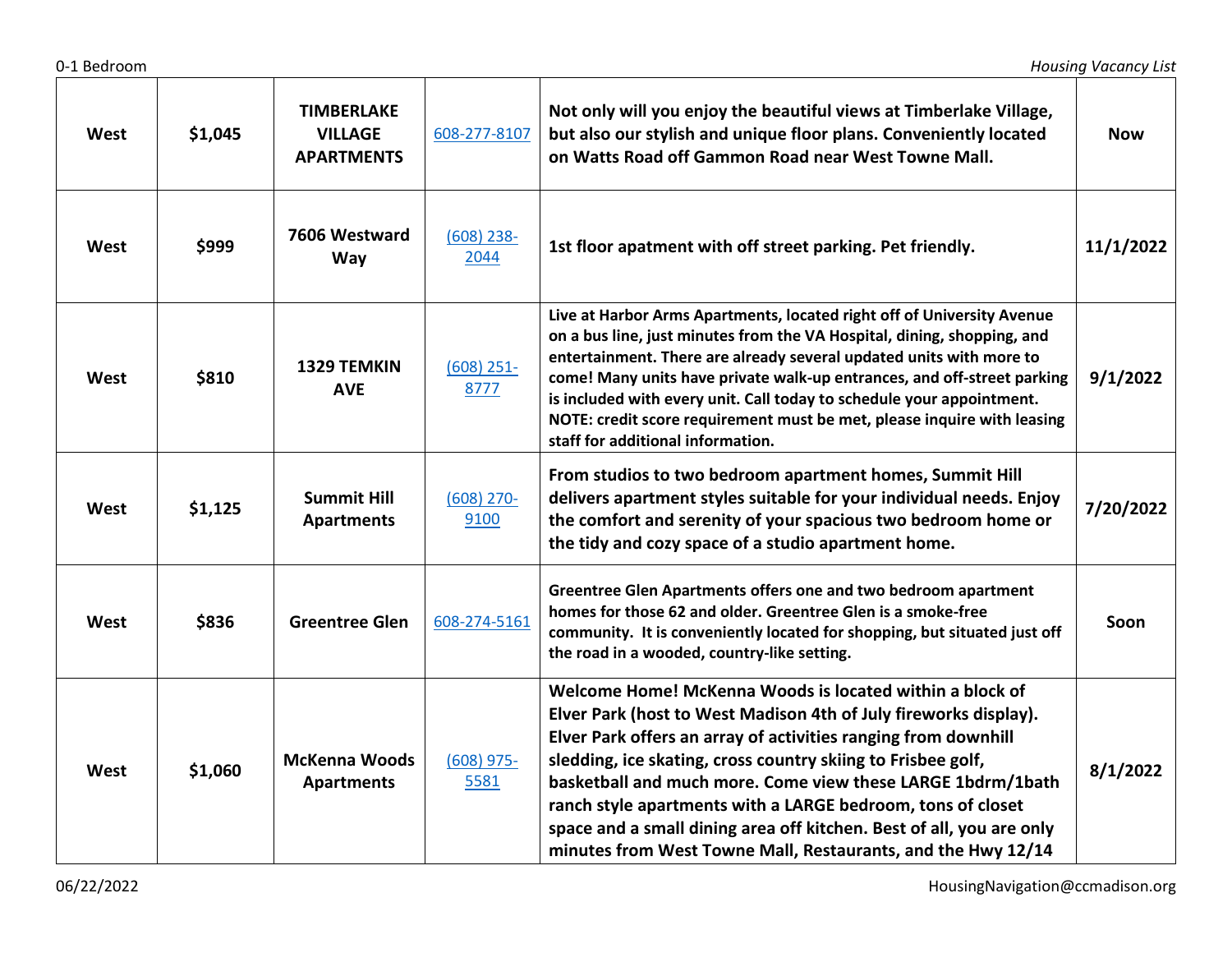| West | $1,045 | TIMBERLAKE VILLAGE APARTMENTS | 608-277-8107 | Not only will you enjoy the beautiful views at Timberlake Village, but also our stylish and unique floor plans. Conveniently located on Watts Road off Gammon Road near West Towne Mall. | Now |
|---|---|---|---|---|---|
| West | $999 | 7606 Westward Way | (608) 238-2044 | 1st floor apatment with off street parking. Pet friendly. | 11/1/2022 |
| West | $810 | 1329 TEMKIN AVE | (608) 251-8777 | Live at Harbor Arms Apartments, located right off of University Avenue on a bus line, just minutes from the VA Hospital, dining, shopping, and entertainment. There are already several updated units with more to come! Many units have private walk-up entrances, and off-street parking is included with every unit. Call today to schedule your appointment. NOTE: credit score requirement must be met, please inquire with leasing staff for additional information. | 9/1/2022 |
| West | $1,125 | Summit Hill Apartments | (608) 270-9100 | From studios to two bedroom apartment homes, Summit Hill delivers apartment styles suitable for your individual needs. Enjoy the comfort and serenity of your spacious two bedroom home or the tidy and cozy space of a studio apartment home. | 7/20/2022 |
| West | $836 | Greentree Glen | 608-274-5161 | Greentree Glen Apartments offers one and two bedroom apartment homes for those 62 and older. Greentree Glen is a smoke-free community. It is conveniently located for shopping, but situated just off the road in a wooded, country-like setting. | Soon |
| West | $1,060 | McKenna Woods Apartments | (608) 975-5581 | Welcome Home! McKenna Woods is located within a block of Elver Park (host to West Madison 4th of July fireworks display). Elver Park offers an array of activities ranging from downhill sledding, ice skating, cross country skiing to Frisbee golf, basketball and much more. Come view these LARGE 1bdrm/1bath ranch style apartments with a LARGE bedroom, tons of closet space and a small dining area off kitchen. Best of all, you are only minutes from West Towne Mall, Restaurants, and the Hwy 12/14 | 8/1/2022 |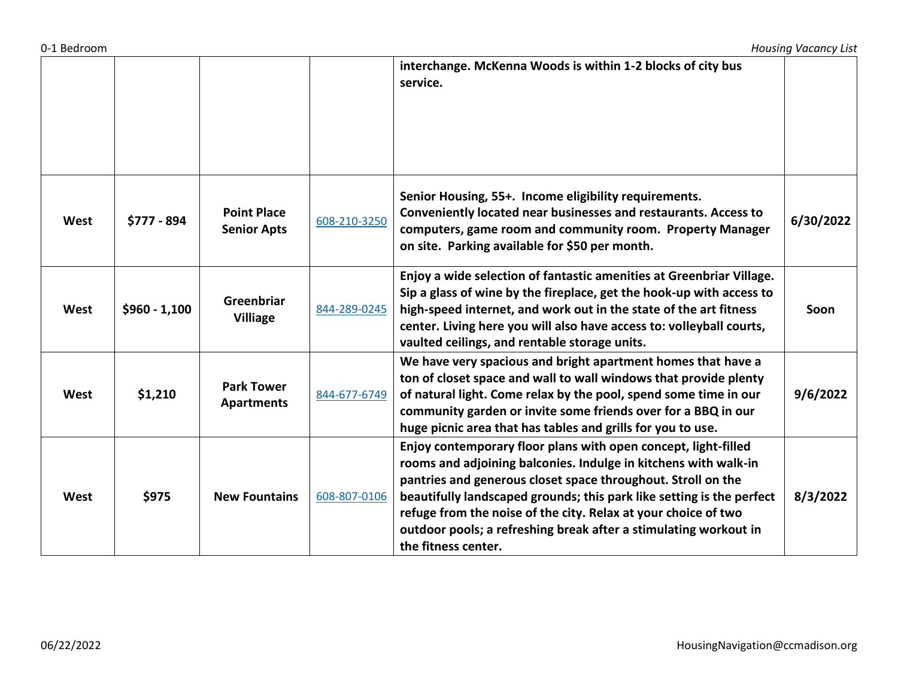| | | | | | |
|---|---|---|---|---|---|
| | | | | **interchange. McKenna Woods is within 1-2 blocks of city bus service.** | |
| **West** | **$777 - 894** | **Point Place Senior Apts** | 608-210-3250 | **Senior Housing, 55+. Income eligibility requirements. Conveniently located near businesses and restaurants. Access to computers, game room and community room. Property Manager on site. Parking available for $50 per month.** | **6/30/2022** |
| **West** | **$960 - 1,100** | **Greenbriar Villiage** | 844-289-0245 | **Enjoy a wide selection of fantastic amenities at Greenbriar Village. Sip a glass of wine by the fireplace, get the hook-up with access to high-speed internet, and work out in the state of the art fitness center. Living here you will also have access to: volleyball courts, vaulted ceilings, and rentable storage units.** | **Soon** |
| **West** | **$1,210** | **Park Tower Apartments** | 844-677-6749 | **We have very spacious and bright apartment homes that have a ton of closet space and wall to wall windows that provide plenty of natural light. Come relax by the pool, spend some time in our community garden or invite some friends over for a BBQ in our huge picnic area that has tables and grills for you to use.** | **9/6/2022** |
| **West** | **$975** | **New Fountains** | 608-807-0106 | **Enjoy contemporary floor plans with open concept, light-filled rooms and adjoining balconies. Indulge in kitchens with walk-in pantries and generous closet space throughout. Stroll on the beautifully landscaped grounds; this park like setting is the perfect refuge from the noise of the city. Relax at your choice of two outdoor pools; a refreshing break after a stimulating workout in the fitness center.** | **8/3/2022** |